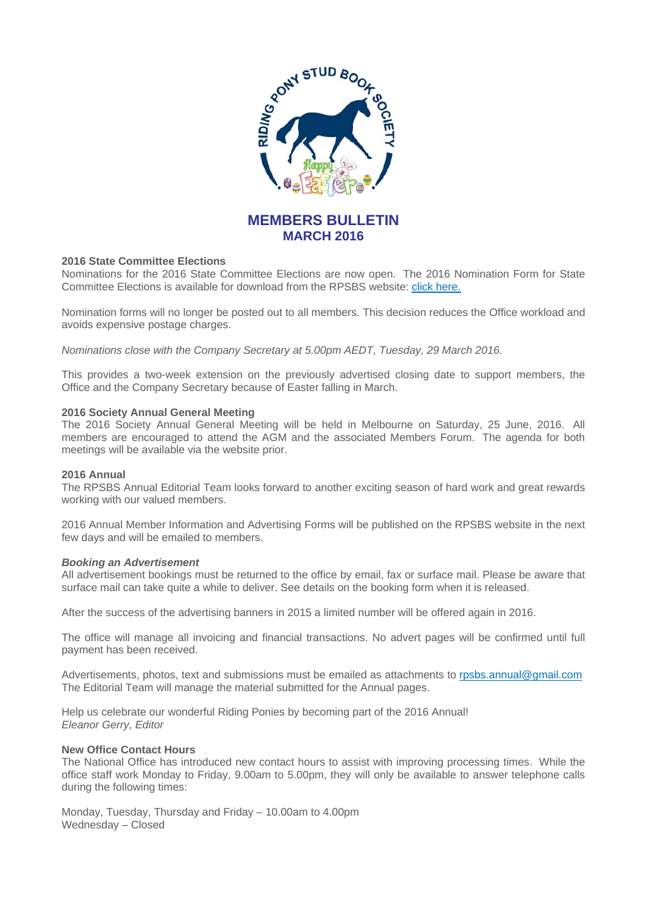# MEMBERS BULLETIN
## MARCH 2016

**2016 State Committee Elections**

Nominations for the 2016 State Committee Elections are now open. The 2016 Nomination Form for State Committee Elections is available for download from the RPSBS website: click here.

Nomination forms will no longer be posted out to all members. This decision reduces the Office workload and avoids expensive postage charges.

*Nominations close with the Company Secretary at 5.00pm AEDT, Tuesday, 29 March 2016.*

This provides a two-week extension on the previously advertised closing date to support members, the Office and the Company Secretary because of Easter falling in March.

**2016 Society Annual General Meeting**

The 2016 Society Annual General Meeting will be held in Melbourne on Saturday, 25 June, 2016. All members are encouraged to attend the AGM and the associated Members Forum. The agenda for both meetings will be available via the website prior.

**2016 Annual**

The RPSBS Annual Editorial Team looks forward to another exciting season of hard work and great rewards working with our valued members.

2016 Annual Member Information and Advertising Forms will be published on the RPSBS website in the next few days and will be emailed to members.

***Booking an Advertisement***

All advertisement bookings must be returned to the office by email, fax or surface mail. Please be aware that surface mail can take quite a while to deliver. See details on the booking form when it is released.

After the success of the advertising banners in 2015 a limited number will be offered again in 2016.

The office will manage all invoicing and financial transactions. No advert pages will be confirmed until full payment has been received.

Advertisements, photos, text and submissions must be emailed as attachments to rpsbs.annual@gmail.com
The Editorial Team will manage the material submitted for the Annual pages.

Help us celebrate our wonderful Riding Ponies by becoming part of the 2016 Annual!
*Eleanor Gerry, Editor*

**New Office Contact Hours**

The National Office has introduced new contact hours to assist with improving processing times. While the office staff work Monday to Friday, 9.00am to 5.00pm, they will only be available to answer telephone calls during the following times:

Monday, Tuesday, Thursday and Friday – 10.00am to 4.00pm
Wednesday – Closed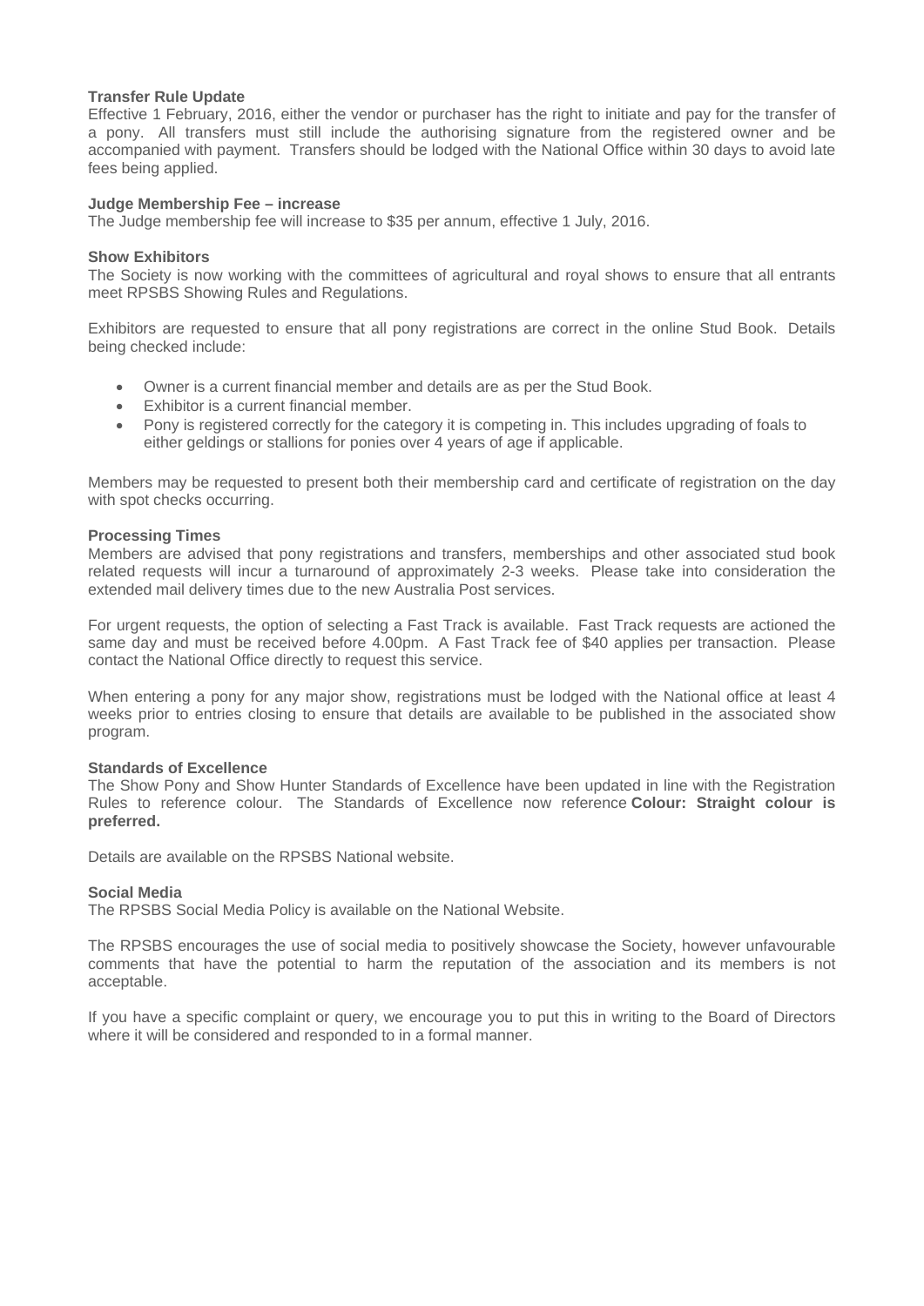**Transfer Rule Update**

Effective 1 February, 2016, either the vendor or purchaser has the right to initiate and pay for the transfer of a pony. All transfers must still include the authorising signature from the registered owner and be accompanied with payment. Transfers should be lodged with the National Office within 30 days to avoid late fees being applied.

**Judge Membership Fee – increase**

The Judge membership fee will increase to $35 per annum, effective 1 July, 2016.

**Show Exhibitors**

The Society is now working with the committees of agricultural and royal shows to ensure that all entrants meet RPSBS Showing Rules and Regulations.

Exhibitors are requested to ensure that all pony registrations are correct in the online Stud Book. Details being checked include:

- Owner is a current financial member and details are as per the Stud Book.
- Exhibitor is a current financial member.
- Pony is registered correctly for the category it is competing in. This includes upgrading of foals to either geldings or stallions for ponies over 4 years of age if applicable.

Members may be requested to present both their membership card and certificate of registration on the day with spot checks occurring.

**Processing Times**

Members are advised that pony registrations and transfers, memberships and other associated stud book related requests will incur a turnaround of approximately 2-3 weeks. Please take into consideration the extended mail delivery times due to the new Australia Post services.

For urgent requests, the option of selecting a Fast Track is available. Fast Track requests are actioned the same day and must be received before 4.00pm. A Fast Track fee of $40 applies per transaction. Please contact the National Office directly to request this service.

When entering a pony for any major show, registrations must be lodged with the National office at least 4 weeks prior to entries closing to ensure that details are available to be published in the associated show program.

**Standards of Excellence**

The Show Pony and Show Hunter Standards of Excellence have been updated in line with the Registration Rules to reference colour. The Standards of Excellence now reference **Colour: Straight colour is preferred.**

Details are available on the RPSBS National website.

**Social Media**

The RPSBS Social Media Policy is available on the National Website.

The RPSBS encourages the use of social media to positively showcase the Society, however unfavourable comments that have the potential to harm the reputation of the association and its members is not acceptable.

If you have a specific complaint or query, we encourage you to put this in writing to the Board of Directors where it will be considered and responded to in a formal manner.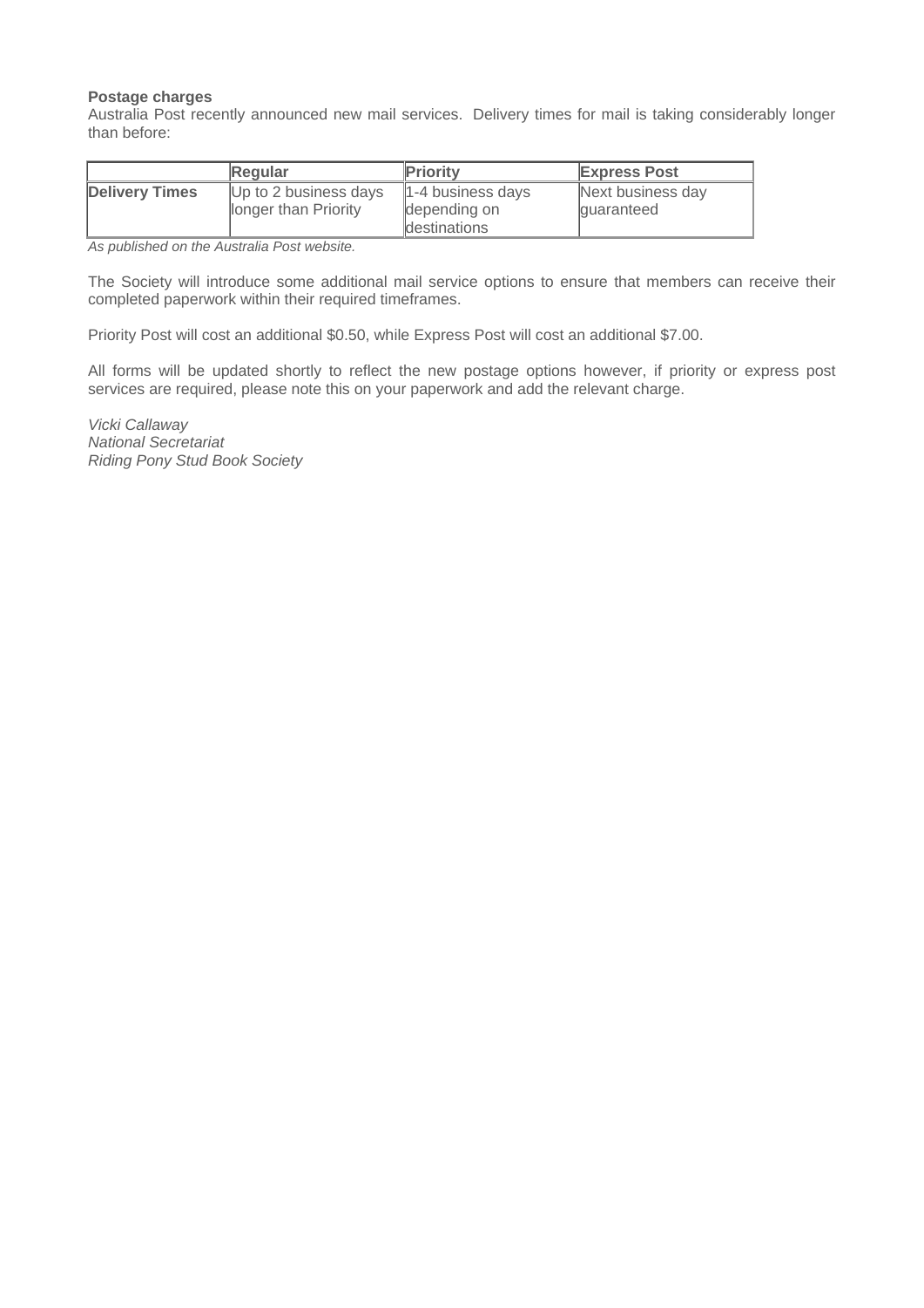**Postage charges**

Australia Post recently announced new mail services. Delivery times for mail is taking considerably longer than before:

| | Regular | Priority | Express Post |
|---|---|---|---|
| **Delivery Times** | Up to 2 business days longer than Priority | 1-4 business days depending on destinations | Next business day guaranteed |

*As published on the Australia Post website.*

The Society will introduce some additional mail service options to ensure that members can receive their completed paperwork within their required timeframes.

Priority Post will cost an additional $0.50, while Express Post will cost an additional $7.00.

All forms will be updated shortly to reflect the new postage options however, if priority or express post services are required, please note this on your paperwork and add the relevant charge.

*Vicki Callaway*
*National Secretariat*
*Riding Pony Stud Book Society*